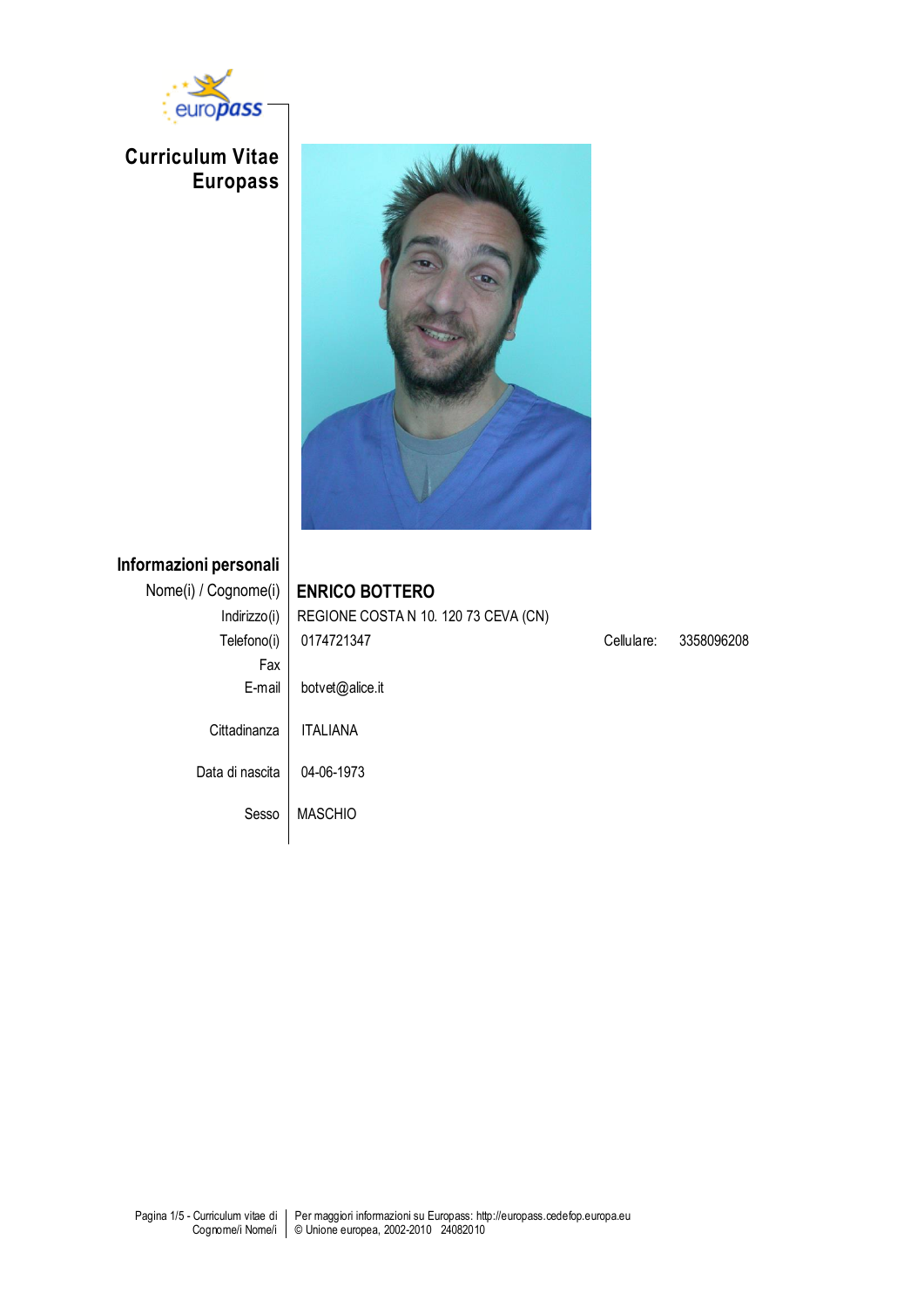# Curriculum Vitae Europass

## Informazioni personali

| | |
|---|---|
| Nome(i) / Cognome(i) | **ENRICO BOTTERO** |
| Indirizzo(i) | REGIONE COSTA N 10. 120 73 CEVA (CN) |
| Telefono(i) | 0174721347 Cellulare: 3358096208 |
| Fax | |
| E-mail | botvet@alice.it |
| Cittadinanza | ITALIANA |
| Data di nascita | 04-06-1973 |
| Sesso | MASCHIO |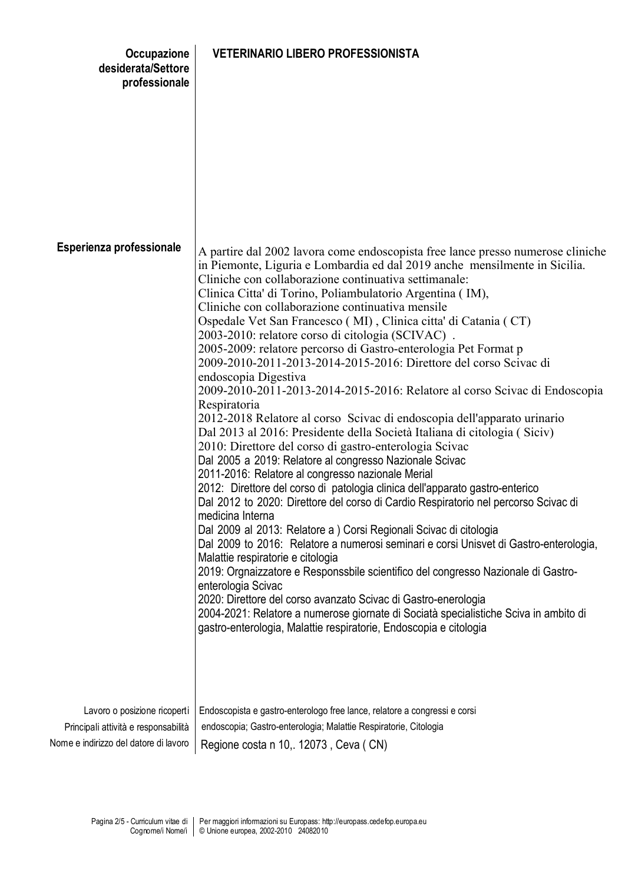**Occupazione desiderata/Settore professionale** | **VETERINARIO LIBERO PROFESSIONISTA**

**Esperienza professionale**

A partire dal 2002 lavora come endoscopista free lance presso numerose cliniche in Piemonte, Liguria e Lombardia ed dal 2019 anche mensilmente in Sicilia.
Cliniche con collaborazione continuativa settimanale:
Clinica Citta' di Torino, Poliambulatorio Argentina ( IM),
Cliniche con collaborazione continuativa mensile
Ospedale Vet San Francesco ( MI) , Clinica citta' di Catania ( CT)
2003-2010: relatore corso di citologia (SCIVAC) .
2005-2009: relatore percorso di Gastro-enterologia Pet Format p
2009-2010-2011-2013-2014-2015-2016: Direttore del corso Scivac di endoscopia Digestiva
2009-2010-2011-2013-2014-2015-2016: Relatore al corso Scivac di Endoscopia Respiratoria
2012-2018 Relatore al corso Scivac di endoscopia dell'apparato urinario
Dal 2013 al 2016: Presidente della Società Italiana di citologia ( Siciv)
2010: Direttore del corso di gastro-enterologia Scivac
Dal 2005 a 2019: Relatore al congresso Nazionale Scivac
2011-2016: Relatore al congresso nazionale Merial
2012: Direttore del corso di patologia clinica dell'apparato gastro-enterico
Dal 2012 to 2020: Direttore del corso di Cardio Respiratorio nel percorso Scivac di medicina Interna
Dal 2009 al 2013: Relatore a ) Corsi Regionali Scivac di citologia
Dal 2009 to 2016: Relatore a numerosi seminari e corsi Unisvet di Gastro-enterologia, Malattie respiratorie e citologia
2019: Orgnaizzatore e Responssbile scientifico del congresso Nazionale di Gastro-enterologia Scivac
2020: Direttore del corso avanzato Scivac di Gastro-enerologia
2004-2021: Relatore a numerose giornate di Sociatà specialistiche Sciva in ambito di gastro-enterologia, Malattie respiratorie, Endoscopia e citologia

**Lavoro o posizione ricoperti** | Endoscopista e gastro-enterologo free lance, relatore a congressi e corsi

**Principali attività e responsabilità** | endoscopia; Gastro-enterologia; Malattie Respiratorie, Citologia

**Nome e indirizzo del datore di lavoro** | Regione costa n 10,. 12073 , Ceva ( CN)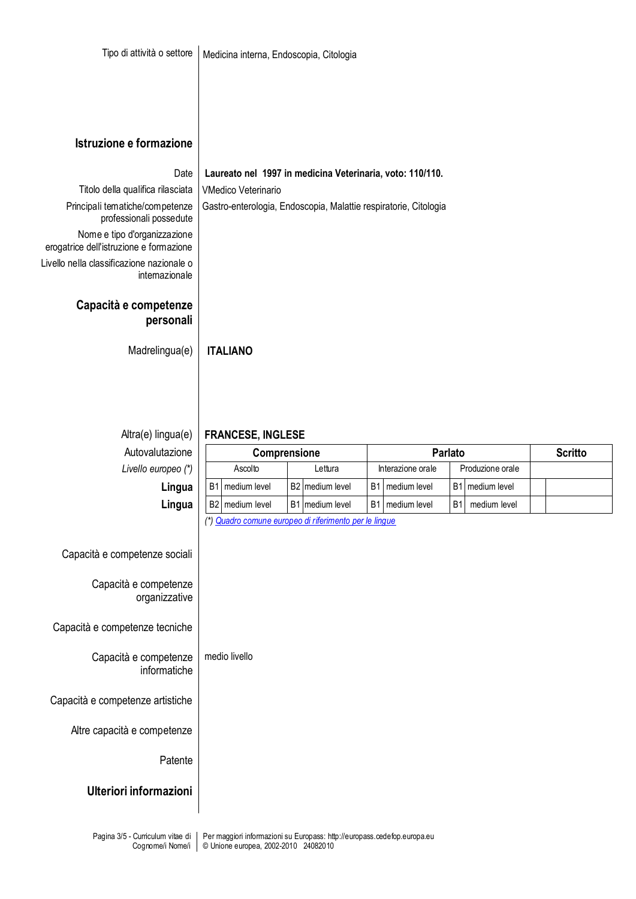Tipo di attività o settore: Medicina interna, Endoscopia, Citologia

## Istruzione e formazione

Date: **Laureato nel 1997 in medicina Veterinaria, voto: 110/110.**

Titolo della qualifica rilasciata: VMedico Veterinario

Principali tematiche/competenze professionali possedute: Gastro-enterologia, Endoscopia, Malattie respiratorie, Citologia

Nome e tipo d'organizzazione erogatrice dell'istruzione e formazione:

Livello nella classificazione nazionale o internazionale:

## Capacità e competenze personali

Madrelingua(e): **ITALIANO**

Altra(e) lingua(e): **FRANCESE, INGLESE**

| Autovalutazione | Comprensione | | | | Parlato | | | | Scritto | |
|---|---|---|---|---|---|---|---|---|---|---|
| *Livello europeo (\*)* | Ascolto | | Lettura | | Interazione orale | | Produzione orale | | | |
| **Lingua** | B1 | medium level | B2 | medium level | B1 | medium level | B1 | medium level | | |
| **Lingua** | B2 | medium level | B1 | medium level | B1 | medium level | B1 | medium level | | |

*(\*) Quadro comune europeo di riferimento per le lingue*

Capacità e competenze sociali:

Capacità e competenze organizzative:

Capacità e competenze tecniche:

Capacità e competenze informatiche: medio livello

Capacità e competenze artistiche:

Altre capacità e competenze:

Patente:

## Ulteriori informazioni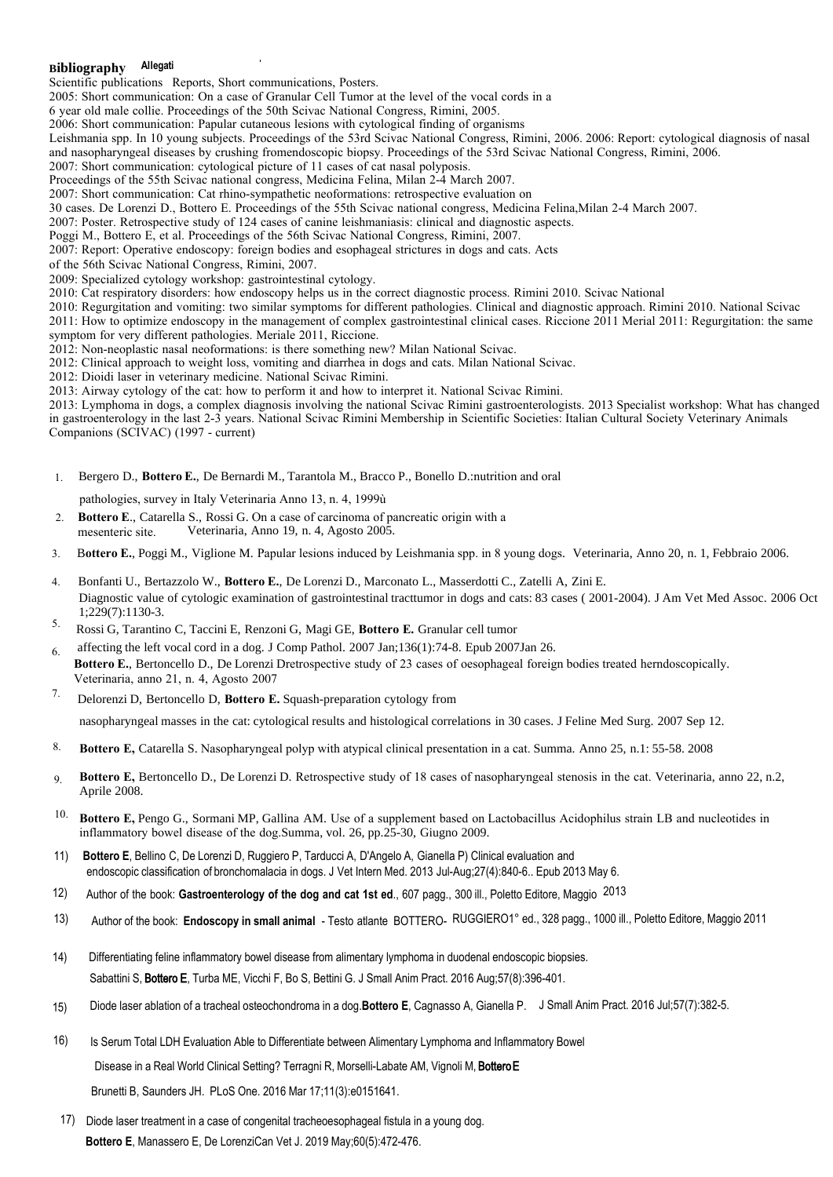## Bibliography Allegati

Scientific publications Reports, Short communications, Posters.

2005: Short communication: On a case of Granular Cell Tumor at the level of the vocal cords in a 6 year old male collie. Proceedings of the 50th Scivac National Congress, Rimini, 2005.

2006: Short communication: Papular cutaneous lesions with cytological finding of organisms Leishmania spp. In 10 young subjects. Proceedings of the 53rd Scivac National Congress, Rimini, 2006. 2006: Report: cytological diagnosis of nasal and nasopharyngeal diseases by crushing fromendoscopic biopsy. Proceedings of the 53rd Scivac National Congress, Rimini, 2006.

2007: Short communication: cytological picture of 11 cases of cat nasal polyposis. Proceedings of the 55th Scivac national congress, Medicina Felina, Milan 2-4 March 2007.

2007: Short communication: Cat rhino-sympathetic neoformations: retrospective evaluation on 30 cases. De Lorenzi D., Bottero E. Proceedings of the 55th Scivac national congress, Medicina Felina,Milan 2-4 March 2007.

2007: Poster. Retrospective study of 124 cases of canine leishmaniasis: clinical and diagnostic aspects. Poggi M., Bottero E, et al. Proceedings of the 56th Scivac National Congress, Rimini, 2007.

2007: Report: Operative endoscopy: foreign bodies and esophageal strictures in dogs and cats. Acts of the 56th Scivac National Congress, Rimini, 2007.

2009: Specialized cytology workshop: gastrointestinal cytology.

2010: Cat respiratory disorders: how endoscopy helps us in the correct diagnostic process. Rimini 2010. Scivac National

2010: Regurgitation and vomiting: two similar symptoms for different pathologies. Clinical and diagnostic approach. Rimini 2010. National Scivac

2011: How to optimize endoscopy in the management of complex gastrointestinal clinical cases. Riccione 2011 Merial 2011: Regurgitation: the same symptom for very different pathologies. Meriale 2011, Riccione.

2012: Non-neoplastic nasal neoformations: is there something new? Milan National Scivac.

2012: Clinical approach to weight loss, vomiting and diarrhea in dogs and cats. Milan National Scivac.

2012: Dioidi laser in veterinary medicine. National Scivac Rimini.

2013: Airway cytology of the cat: how to perform it and how to interpret it. National Scivac Rimini.

2013: Lymphoma in dogs, a complex diagnosis involving the national Scivac Rimini gastroenterologists. 2013 Specialist workshop: What has changed in gastroenterology in the last 2-3 years. National Scivac Rimini Membership in Scientific Societies: Italian Cultural Society Veterinary Animals Companions (SCIVAC) (1997 - current)

1. Bergero D., **Bottero E.**, De Bernardi M., Tarantola M., Bracco P., Bonello D.:nutrition and oral pathologies, survey in Italy Veterinaria Anno 13, n. 4, 1999ù
2. **Bottero E**., Catarella S., Rossi G. On a case of carcinoma of pancreatic origin with a mesenteric site. Veterinaria, Anno 19, n. 4, Agosto 2005.
3. B**ottero E.**, Poggi M., Viglione M. Papular lesions induced by Leishmania spp. in 8 young dogs. Veterinaria, Anno 20, n. 1, Febbraio 2006.
4. Bonfanti U., Bertazzolo W., **Bottero E.**, De Lorenzi D., Marconato L., Masserdotti C., Zatelli A, Zini E. Diagnostic value of cytologic examination of gastrointestinal tracttumor in dogs and cats: 83 cases ( 2001-2004). J Am Vet Med Assoc. 2006 Oct 1;229(7):1130-3.
5. Rossi G, Tarantino C, Taccini E, Renzoni G, Magi GE, **Bottero E.** Granular cell tumor affecting the left vocal cord in a dog. J Comp Pathol. 2007 Jan;136(1):74-8. Epub 2007Jan 26.
6. **Bottero E.**, Bertoncello D., De Lorenzi Dretrospective study of 23 cases of oesophageal foreign bodies treated herndoscopically. Veterinaria, anno 21, n. 4, Agosto 2007
7. Delorenzi D, Bertoncello D, **Bottero E.** Squash-preparation cytology from nasopharyngeal masses in the cat: cytological results and histological correlations in 30 cases. J Feline Med Surg. 2007 Sep 12.
8. **Bottero E,** Catarella S. Nasopharyngeal polyp with atypical clinical presentation in a cat. Summa. Anno 25, n.1: 55-58. 2008
9. **Bottero E,** Bertoncello D., De Lorenzi D. Retrospective study of 18 cases of nasopharyngeal stenosis in the cat. Veterinaria, anno 22, n.2, Aprile 2008.
10. **Bottero E,** Pengo G., Sormani MP, Gallina AM. Use of a supplement based on Lactobacillus Acidophilus strain LB and nucleotides in inflammatory bowel disease of the dog.Summa, vol. 26, pp.25-30, Giugno 2009.
11. **Bottero E**, Bellino C, De Lorenzi D, Ruggiero P, Tarducci A, D'Angelo A, Gianella P) Clinical evaluation and endoscopic classification of bronchomalacia in dogs. J Vet Intern Med. 2013 Jul-Aug;27(4):840-6.. Epub 2013 May 6.
12. Author of the book: **Gastroenterology of the dog and cat 1st ed**., 607 pagg., 300 ill., Poletto Editore, Maggio 2013
13. Author of the book: **Endoscopy in small animal** - Testo atlante BOTTERO- RUGGIERO1° ed., 328 pagg., 1000 ill., Poletto Editore, Maggio 2011
14. Differentiating feline inflammatory bowel disease from alimentary lymphoma in duodenal endoscopic biopsies. Sabattini S, **Bottero E**, Turba ME, Vicchi F, Bo S, Bettini G. J Small Anim Pract. 2016 Aug;57(8):396-401.
15. Diode laser ablation of a tracheal osteochondroma in a dog.**Bottero E**, Cagnasso A, Gianella P. J Small Anim Pract. 2016 Jul;57(7):382-5.
16. Is Serum Total LDH Evaluation Able to Differentiate between Alimentary Lymphoma and Inflammatory Bowel Disease in a Real World Clinical Setting? Terragni R, Morselli-Labate AM, Vignoli M, **Bottero E** Brunetti B, Saunders JH. PLoS One. 2016 Mar 17;11(3):e0151641.
17. Diode laser treatment in a case of congenital tracheoesophageal fistula in a young dog. **Bottero E**, Manassero E, De LorenziCan Vet J. 2019 May;60(5):472-476.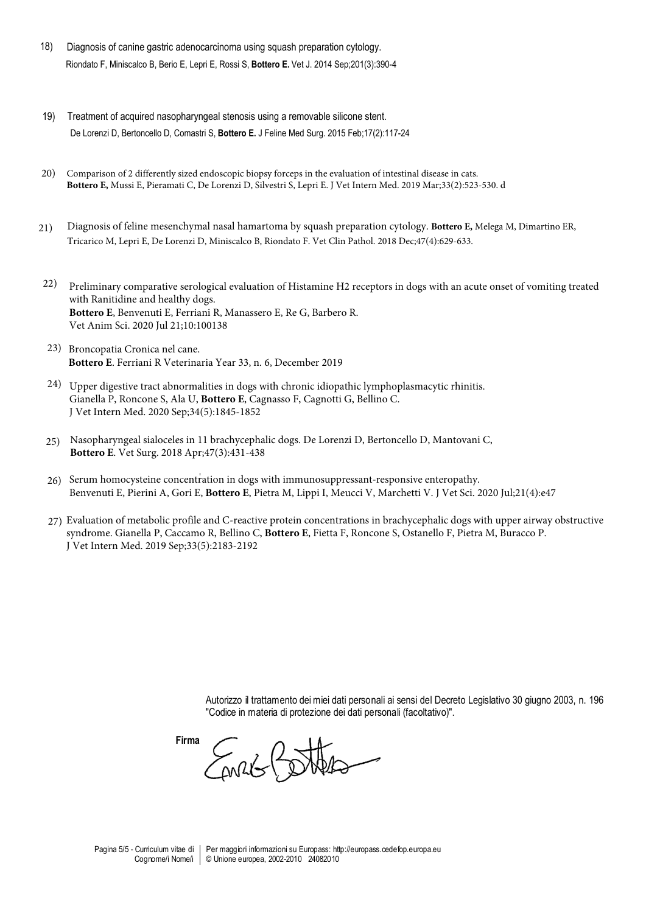18) Diagnosis of canine gastric adenocarcinoma using squash preparation cytology.
Riondato F, Miniscalco B, Berio E, Lepri E, Rossi S, **Bottero E.** Vet J. 2014 Sep;201(3):390-4

19) Treatment of acquired nasopharyngeal stenosis using a removable silicone stent.
De Lorenzi D, Bertoncello D, Comastri S, **Bottero E.** J Feline Med Surg. 2015 Feb;17(2):117-24

20) Comparison of 2 differently sized endoscopic biopsy forceps in the evaluation of intestinal disease in cats.
**Bottero E,** Mussi E, Pieramati C, De Lorenzi D, Silvestri S, Lepri E. J Vet Intern Med. 2019 Mar;33(2):523-530. d

21) Diagnosis of feline mesenchymal nasal hamartoma by squash preparation cytology. **Bottero E,** Melega M, Dimartino ER, Tricarico M, Lepri E, De Lorenzi D, Miniscalco B, Riondato F. Vet Clin Pathol. 2018 Dec;47(4):629-633.

22) Preliminary comparative serological evaluation of Histamine H2 receptors in dogs with an acute onset of vomiting treated with Ranitidine and healthy dogs.
**Bottero E**, Benvenuti E, Ferriani R, Manassero E, Re G, Barbero R.
Vet Anim Sci. 2020 Jul 21;10:100138

23) Broncopatia Cronica nel cane.
**Bottero E**. Ferriani R Veterinaria Year 33, n. 6, December 2019

24) Upper digestive tract abnormalities in dogs with chronic idiopathic lymphoplasmacytic rhinitis.
Gianella P, Roncone S, Ala U, **Bottero E**, Cagnasso F, Cagnotti G, Bellino C.
J Vet Intern Med. 2020 Sep;34(5):1845-1852

25) Nasopharyngeal sialoceles in 11 brachycephalic dogs. De Lorenzi D, Bertoncello D, Mantovani C, **Bottero E**. Vet Surg. 2018 Apr;47(3):431-438

26) Serum homocysteine concentration in dogs with immunosuppressant-responsive enteropathy.
Benvenuti E, Pierini A, Gori E, **Bottero E**, Pietra M, Lippi I, Meucci V, Marchetti V. J Vet Sci. 2020 Jul;21(4):e47

27) Evaluation of metabolic profile and C-reactive protein concentrations in brachycephalic dogs with upper airway obstructive syndrome. Gianella P, Caccamo R, Bellino C, **Bottero E**, Fietta F, Roncone S, Ostanello F, Pietra M, Buracco P.
J Vet Intern Med. 2019 Sep;33(5):2183-2192

Autorizzo il trattamento dei miei dati personali ai sensi del Decreto Legislativo 30 giugno 2003, n. 196 "Codice in materia di protezione dei dati personali (facoltativo)".

**Firma**